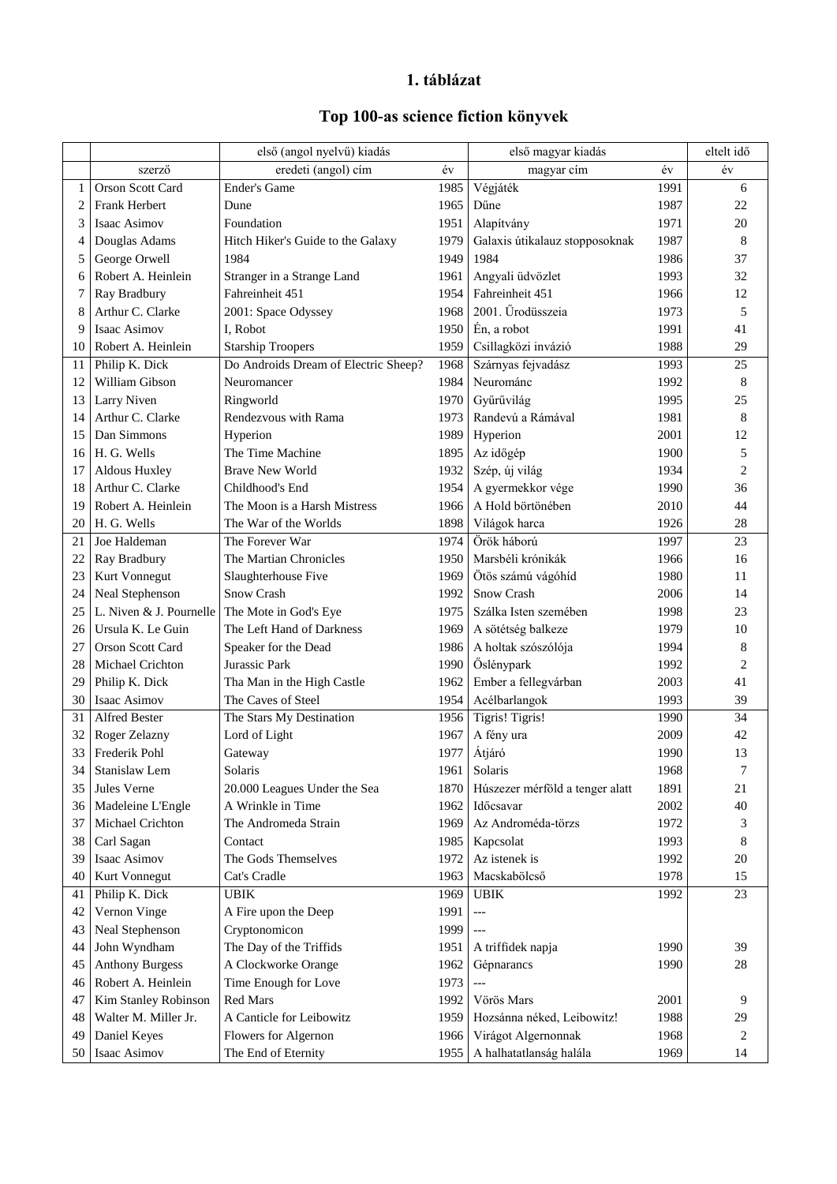# 1. táblázat

## Top 100-as science fiction könyvek

| | első (angol nyelvű) kiadás | | | első magyar kiadás | | eltelt idő |
|---|---|---|---|---|---|---|
| | szerző | eredeti (angol) cím | év | magyar cím | év | év |
| 1 | Orson Scott Card | Ender's Game | 1985 | Végjáték | 1991 | 6 |
| 2 | Frank Herbert | Dune | 1965 | Dűne | 1987 | 22 |
| 3 | Isaac Asimov | Foundation | 1951 | Alapítvány | 1971 | 20 |
| 4 | Douglas Adams | Hitch Hiker's Guide to the Galaxy | 1979 | Galaxis útikalauz stopposoknak | 1987 | 8 |
| 5 | George Orwell | 1984 | 1949 | 1984 | 1986 | 37 |
| 6 | Robert A. Heinlein | Stranger in a Strange Land | 1961 | Angyali üdvözlet | 1993 | 32 |
| 7 | Ray Bradbury | Fahreinheit 451 | 1954 | Fahreinheit 451 | 1966 | 12 |
| 8 | Arthur C. Clarke | 2001: Space Odyssey | 1968 | 2001. Űrodüsszeia | 1973 | 5 |
| 9 | Isaac Asimov | I, Robot | 1950 | Én, a robot | 1991 | 41 |
| 10 | Robert A. Heinlein | Starship Troopers | 1959 | Csillagközi invázió | 1988 | 29 |
| 11 | Philip K. Dick | Do Androids Dream of Electric Sheep? | 1968 | Szárnyas fejvadász | 1993 | 25 |
| 12 | William Gibson | Neuromancer | 1984 | Neurománc | 1992 | 8 |
| 13 | Larry Niven | Ringworld | 1970 | Gyűrűvilág | 1995 | 25 |
| 14 | Arthur C. Clarke | Rendezvous with Rama | 1973 | Randevú a Rámával | 1981 | 8 |
| 15 | Dan Simmons | Hyperion | 1989 | Hyperion | 2001 | 12 |
| 16 | H. G. Wells | The Time Machine | 1895 | Az időgép | 1900 | 5 |
| 17 | Aldous Huxley | Brave New World | 1932 | Szép, új világ | 1934 | 2 |
| 18 | Arthur C. Clarke | Childhood's End | 1954 | A gyermekkor vége | 1990 | 36 |
| 19 | Robert A. Heinlein | The Moon is a Harsh Mistress | 1966 | A Hold börtönében | 2010 | 44 |
| 20 | H. G. Wells | The War of the Worlds | 1898 | Világok harca | 1926 | 28 |
| 21 | Joe Haldeman | The Forever War | 1974 | Örök háború | 1997 | 23 |
| 22 | Ray Bradbury | The Martian Chronicles | 1950 | Marsbéli krónikák | 1966 | 16 |
| 23 | Kurt Vonnegut | Slaughterhouse Five | 1969 | Ötös számú vágóhíd | 1980 | 11 |
| 24 | Neal Stephenson | Snow Crash | 1992 | Snow Crash | 2006 | 14 |
| 25 | L. Niven & J. Pournelle | The Mote in God's Eye | 1975 | Szálka Isten szemében | 1998 | 23 |
| 26 | Ursula K. Le Guin | The Left Hand of Darkness | 1969 | A sötétség balkeze | 1979 | 10 |
| 27 | Orson Scott Card | Speaker for the Dead | 1986 | A holtak szószólója | 1994 | 8 |
| 28 | Michael Crichton | Jurassic Park | 1990 | Őslénypark | 1992 | 2 |
| 29 | Philip K. Dick | Tha Man in the High Castle | 1962 | Ember a fellegvárban | 2003 | 41 |
| 30 | Isaac Asimov | The Caves of Steel | 1954 | Acélbarlangok | 1993 | 39 |
| 31 | Alfred Bester | The Stars My Destination | 1956 | Tigris! Tigris! | 1990 | 34 |
| 32 | Roger Zelazny | Lord of Light | 1967 | A fény ura | 2009 | 42 |
| 33 | Frederik Pohl | Gateway | 1977 | Átjáró | 1990 | 13 |
| 34 | Stanislaw Lem | Solaris | 1961 | Solaris | 1968 | 7 |
| 35 | Jules Verne | 20.000 Leagues Under the Sea | 1870 | Húszezer mérföld a tenger alatt | 1891 | 21 |
| 36 | Madeleine L'Engle | A Wrinkle in Time | 1962 | Időcsavar | 2002 | 40 |
| 37 | Michael Crichton | The Andromeda Strain | 1969 | Az Androméda-törzs | 1972 | 3 |
| 38 | Carl Sagan | Contact | 1985 | Kapcsolat | 1993 | 8 |
| 39 | Isaac Asimov | The Gods Themselves | 1972 | Az istenek is | 1992 | 20 |
| 40 | Kurt Vonnegut | Cat's Cradle | 1963 | Macskabölcső | 1978 | 15 |
| 41 | Philip K. Dick | UBIK | 1969 | UBIK | 1992 | 23 |
| 42 | Vernon Vinge | A Fire upon the Deep | 1991 | --- | | |
| 43 | Neal Stephenson | Cryptonomicon | 1999 | --- | | |
| 44 | John Wyndham | The Day of the Triffids | 1951 | A triffidek napja | 1990 | 39 |
| 45 | Anthony Burgess | A Clockworke Orange | 1962 | Gépnarancs | 1990 | 28 |
| 46 | Robert A. Heinlein | Time Enough for Love | 1973 | --- | | |
| 47 | Kim Stanley Robinson | Red Mars | 1992 | Vörös Mars | 2001 | 9 |
| 48 | Walter M. Miller Jr. | A Canticle for Leibowitz | 1959 | Hozsánna néked, Leibowitz! | 1988 | 29 |
| 49 | Daniel Keyes | Flowers for Algernon | 1966 | Virágot Algernonnak | 1968 | 2 |
| 50 | Isaac Asimov | The End of Eternity | 1955 | A halhatatlanság halála | 1969 | 14 |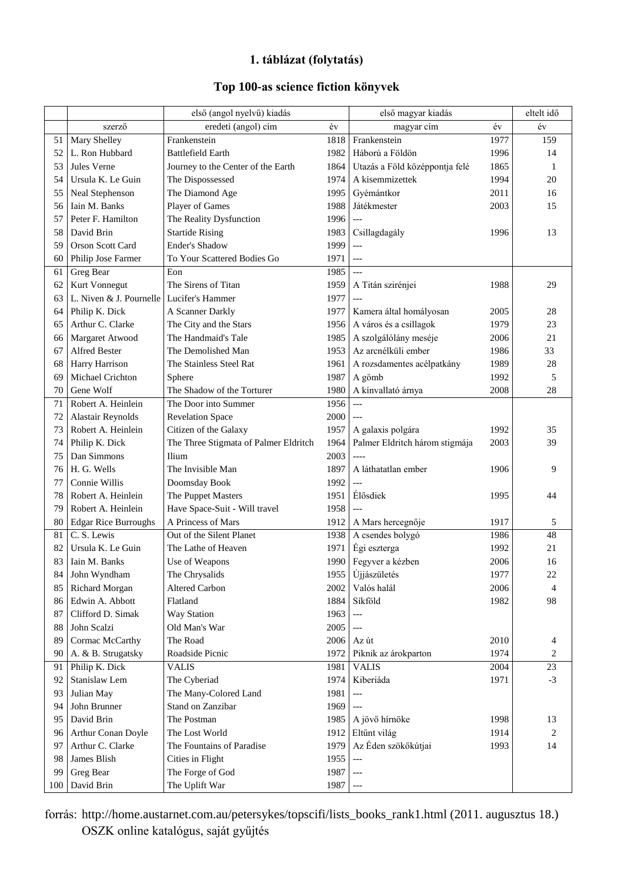**1. táblázat (folytatás)**

**Top 100-as science fiction könyvek**

| | első (angol nyelvű) kiadás | | | első magyar kiadás | | eltelt idő |
|---|---|---|---|---|---|---|
| | szerző | eredeti (angol) cím | év | magyar cím | év | év |
| 51 | Mary Shelley | Frankenstein | 1818 | Frankenstein | 1977 | 159 |
| 52 | L. Ron Hubbard | Battlefield Earth | 1982 | Háború a Földön | 1996 | 14 |
| 53 | Jules Verne | Journey to the Center of the Earth | 1864 | Utazás a Föld középpontja felé | 1865 | 1 |
| 54 | Ursula K. Le Guin | The Dispossessed | 1974 | A kisemmizettek | 1994 | 20 |
| 55 | Neal Stephenson | The Diamond Age | 1995 | Gyémántkor | 2011 | 16 |
| 56 | Iain M. Banks | Player of Games | 1988 | Játékmester | 2003 | 15 |
| 57 | Peter F. Hamilton | The Reality Dysfunction | 1996 | --- | | |
| 58 | David Brin | Startide Rising | 1983 | Csillagdagály | 1996 | 13 |
| 59 | Orson Scott Card | Ender's Shadow | 1999 | --- | | |
| 60 | Philip Jose Farmer | To Your Scattered Bodies Go | 1971 | --- | | |
| 61 | Greg Bear | Eon | 1985 | --- | | |
| 62 | Kurt Vonnegut | The Sirens of Titan | 1959 | A Titán szirénjei | 1988 | 29 |
| 63 | L. Niven & J. Pournelle | Lucifer's Hammer | 1977 | --- | | |
| 64 | Philip K. Dick | A Scanner Darkly | 1977 | Kamera által homályosan | 2005 | 28 |
| 65 | Arthur C. Clarke | The City and the Stars | 1956 | A város és a csillagok | 1979 | 23 |
| 66 | Margaret Atwood | The Handmaid's Tale | 1985 | A szolgálólány meséje | 2006 | 21 |
| 67 | Alfred Bester | The Demolished Man | 1953 | Az arcnélküli ember | 1986 | 33 |
| 68 | Harry Harrison | The Stainless Steel Rat | 1961 | A rozsdamentes acélpatkány | 1989 | 28 |
| 69 | Michael Crichton | Sphere | 1987 | A gömb | 1992 | 5 |
| 70 | Gene Wolf | The Shadow of the Torturer | 1980 | A kínvallató árnya | 2008 | 28 |
| 71 | Robert A. Heinlein | The Door into Summer | 1956 | --- | | |
| 72 | Alastair Reynolds | Revelation Space | 2000 | --- | | |
| 73 | Robert A. Heinlein | Citizen of the Galaxy | 1957 | A galaxis polgára | 1992 | 35 |
| 74 | Philip K. Dick | The Three Stigmata of Palmer Eldritch | 1964 | Palmer Eldritch három stigmája | 2003 | 39 |
| 75 | Dan Simmons | Ilium | 2003 | ---- | | |
| 76 | H. G. Wells | The Invisible Man | 1897 | A láthatatlan ember | 1906 | 9 |
| 77 | Connie Willis | Doomsday Book | 1992 | --- | | |
| 78 | Robert A. Heinlein | The Puppet Masters | 1951 | Élősdiek | 1995 | 44 |
| 79 | Robert A. Heinlein | Have Space-Suit - Will travel | 1958 | --- | | |
| 80 | Edgar Rice Burroughs | A Princess of Mars | 1912 | A Mars hercegnője | 1917 | 5 |
| 81 | C. S. Lewis | Out of the Silent Planet | 1938 | A csendes bolygó | 1986 | 48 |
| 82 | Ursula K. Le Guin | The Lathe of Heaven | 1971 | Égi eszterga | 1992 | 21 |
| 83 | Iain M. Banks | Use of Weapons | 1990 | Fegyver a kézben | 2006 | 16 |
| 84 | John Wyndham | The Chrysalids | 1955 | Újjászületés | 1977 | 22 |
| 85 | Richard Morgan | Altered Carbon | 2002 | Valós halál | 2006 | 4 |
| 86 | Edwin A. Abbott | Flatland | 1884 | Síkföld | 1982 | 98 |
| 87 | Clifford D. Simak | Way Station | 1963 | --- | | |
| 88 | John Scalzi | Old Man's War | 2005 | --- | | |
| 89 | Cormac McCarthy | The Road | 2006 | Az út | 2010 | 4 |
| 90 | A. & B. Strugatsky | Roadside Picnic | 1972 | Piknik az árokparton | 1974 | 2 |
| 91 | Philip K. Dick | VALIS | 1981 | VALIS | 2004 | 23 |
| 92 | Stanislaw Lem | The Cyberiad | 1974 | Kiberiáda | 1971 | -3 |
| 93 | Julian May | The Many-Colored Land | 1981 | --- | | |
| 94 | John Brunner | Stand on Zanzibar | 1969 | --- | | |
| 95 | David Brin | The Postman | 1985 | A jövő hírnöke | 1998 | 13 |
| 96 | Arthur Conan Doyle | The Lost World | 1912 | Eltűnt világ | 1914 | 2 |
| 97 | Arthur C. Clarke | The Fountains of Paradise | 1979 | Az Éden szökőkútjai | 1993 | 14 |
| 98 | James Blish | Cities in Flight | 1955 | --- | | |
| 99 | Greg Bear | The Forge of God | 1987 | --- | | |
| 100 | David Brin | The Uplift War | 1987 | --- | | |

forrás: http://home.austarnet.com.au/petersykes/topscifi/lists_books_rank1.html (2011. augusztus 18.)
OSZK online katalógus, saját gyűjtés